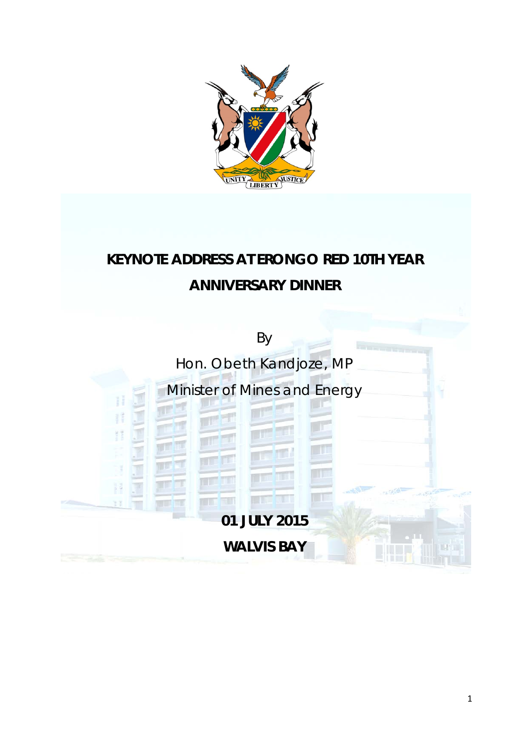# KEYNOTE ADDRESS AT ERONGO RED 10TH YEAR ANNIVERSARY DINNER

By

Hon. Obeth Kandjoze, MP

Minister of Mines and Energy

**01 JULY 2015**

**WALVIS BAY**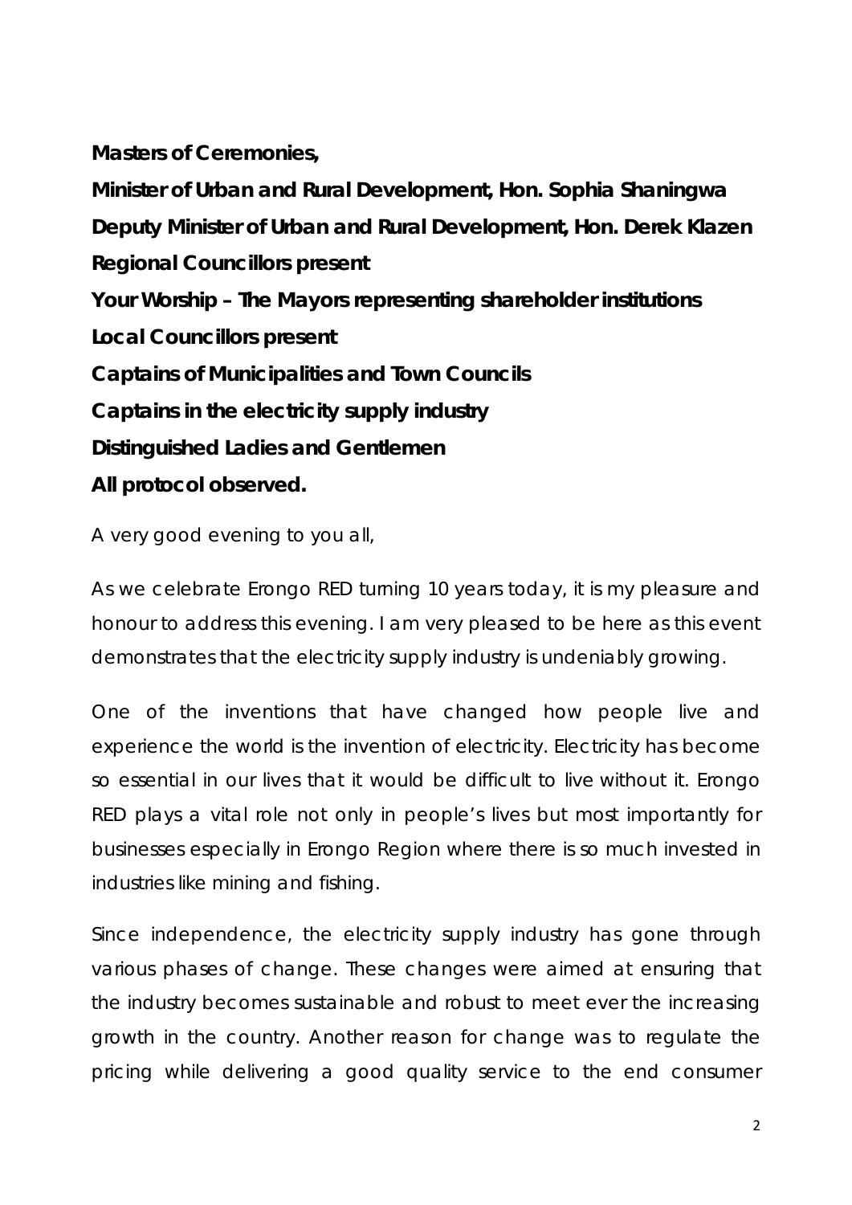**Masters of Ceremonies,**

**Minister of Urban and Rural Development, Hon. Sophia Shaningwa**

**Deputy Minister of Urban and Rural Development, Hon. Derek Klazen**

**Regional Councillors present**

**Your Worship – The Mayors representing shareholder institutions**

**Local Councillors present**

**Captains of Municipalities and Town Councils**

**Captains in the electricity supply industry**

**Distinguished Ladies and Gentlemen**

**All protocol observed.**

A very good evening to you all,

As we celebrate Erongo RED turning 10 years today, it is my pleasure and honour to address this evening. I am very pleased to be here as this event demonstrates that the electricity supply industry is undeniably growing.

One of the inventions that have changed how people live and experience the world is the invention of electricity. Electricity has become so essential in our lives that it would be difficult to live without it. Erongo RED plays a vital role not only in people's lives but most importantly for businesses especially in Erongo Region where there is so much invested in industries like mining and fishing.

Since independence, the electricity supply industry has gone through various phases of change. These changes were aimed at ensuring that the industry becomes sustainable and robust to meet ever the increasing growth in the country. Another reason for change was to regulate the pricing while delivering a good quality service to the end consumer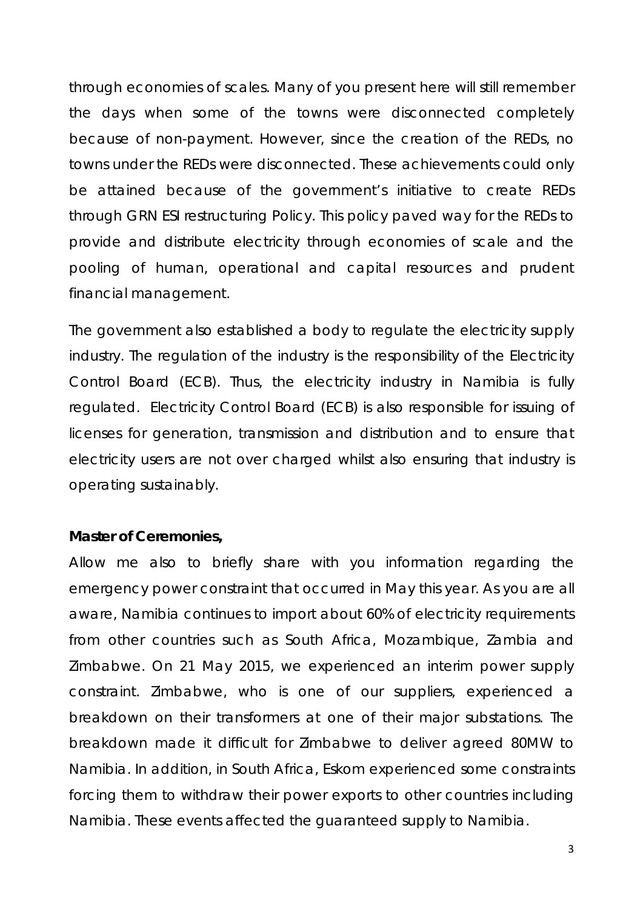through economies of scales. Many of you present here will still remember the days when some of the towns were disconnected completely because of non-payment. However, since the creation of the REDs, no towns under the REDs were disconnected. These achievements could only be attained because of the government's initiative to create REDs through GRN ESI restructuring Policy. This policy paved way for the REDs to provide and distribute electricity through economies of scale and the pooling of human, operational and capital resources and prudent financial management.

The government also established a body to regulate the electricity supply industry. The regulation of the industry is the responsibility of the Electricity Control Board (ECB). Thus, the electricity industry in Namibia is fully regulated. Electricity Control Board (ECB) is also responsible for issuing of licenses for generation, transmission and distribution and to ensure that electricity users are not over charged whilst also ensuring that industry is operating sustainably.

**Master of Ceremonies,**

Allow me also to briefly share with you information regarding the emergency power constraint that occurred in May this year. As you are all aware, Namibia continues to import about 60% of electricity requirements from other countries such as South Africa, Mozambique, Zambia and Zimbabwe. On 21 May 2015, we experienced an interim power supply constraint. Zimbabwe, who is one of our suppliers, experienced a breakdown on their transformers at one of their major substations. The breakdown made it difficult for Zimbabwe to deliver agreed 80MW to Namibia. In addition, in South Africa, Eskom experienced some constraints forcing them to withdraw their power exports to other countries including Namibia. These events affected the guaranteed supply to Namibia.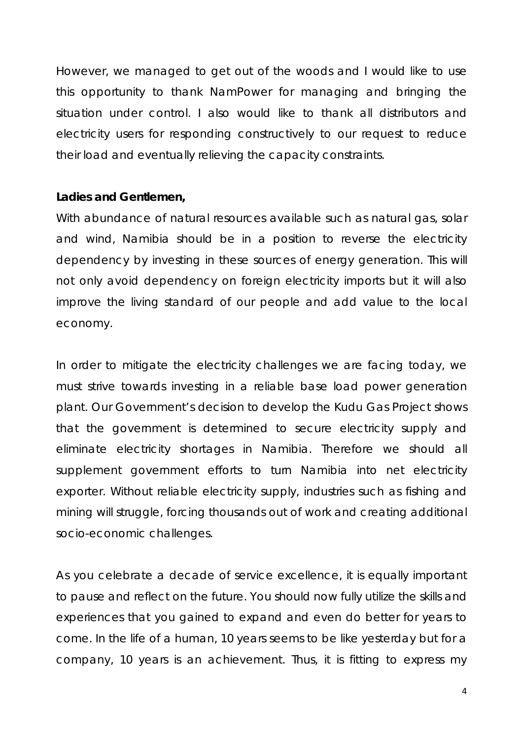However, we managed to get out of the woods and I would like to use this opportunity to thank NamPower for managing and bringing the situation under control. I also would like to thank all distributors and electricity users for responding constructively to our request to reduce their load and eventually relieving the capacity constraints.

**Ladies and Gentlemen,**

With abundance of natural resources available such as natural gas, solar and wind, Namibia should be in a position to reverse the electricity dependency by investing in these sources of energy generation. This will not only avoid dependency on foreign electricity imports but it will also improve the living standard of our people and add value to the local economy.

In order to mitigate the electricity challenges we are facing today, we must strive towards investing in a reliable base load power generation plant. Our Government's decision to develop the Kudu Gas Project shows that the government is determined to secure electricity supply and eliminate electricity shortages in Namibia. Therefore we should all supplement government efforts to turn Namibia into net electricity exporter. Without reliable electricity supply, industries such as fishing and mining will struggle, forcing thousands out of work and creating additional socio-economic challenges.

As you celebrate a decade of service excellence, it is equally important to pause and reflect on the future. You should now fully utilize the skills and experiences that you gained to expand and even do better for years to come. In the life of a human, 10 years seems to be like yesterday but for a company, 10 years is an achievement. Thus, it is fitting to express my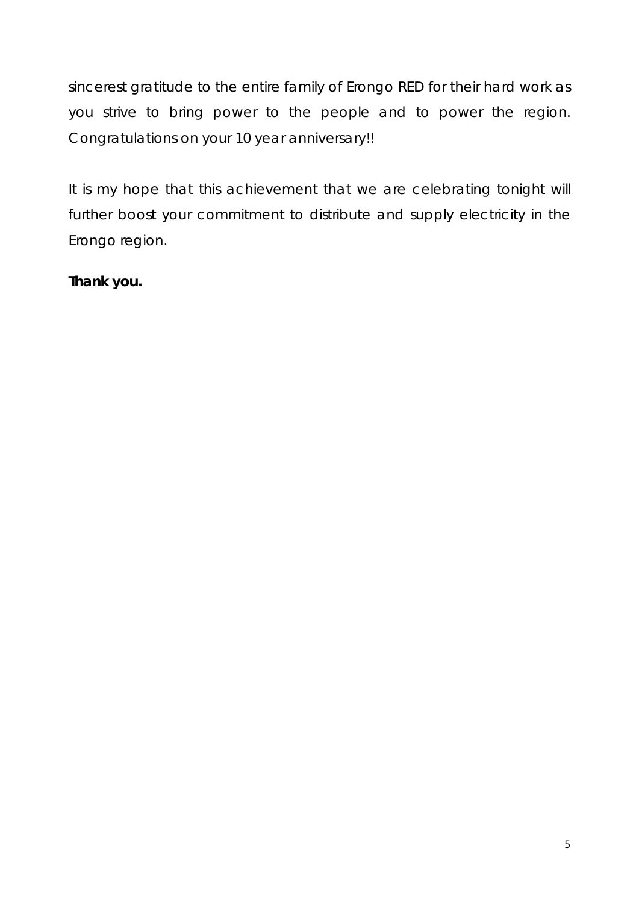sincerest gratitude to the entire family of Erongo RED for their hard work as you strive to bring power to the people and to power the region. Congratulations on your 10 year anniversary!!

It is my hope that this achievement that we are celebrating tonight will further boost your commitment to distribute and supply electricity in the Erongo region.

**Thank you.**